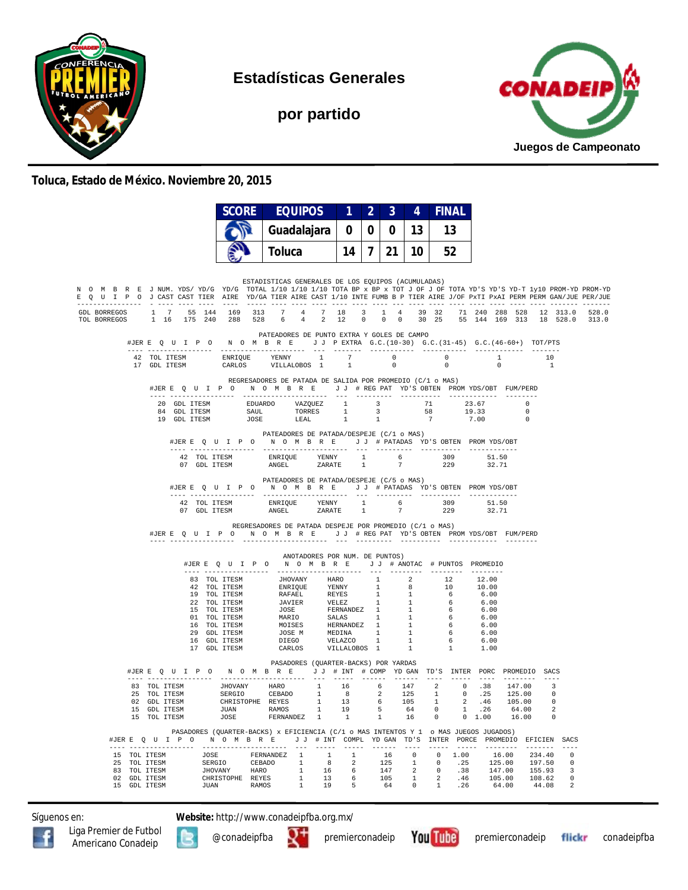# Estadísticas Generales

## por partido

**Juegos de Campeonato**

**Toluca, Estado de México. Noviembre 20, 2015**

| SCORE | EQUIPOS | 1 | 2 | 3 | 4 | FINAL |
|---|---|---|---|---|---|---|
| | Guadalajara | 0 | 0 | 0 | 13 | 13 |
| | Toluca | 14 | 7 | 21 | 10 | 52 |

### ESTADISTICAS GENERALES DE LOS EQUIPOS (ACUMULADAS)

| NOMBRE EQUIPO | J J | NUM. CAST | YDS/ CAST | YD/G TIER | YD/G AIRE | TOTAL YD/GA | 1/10 TIER | 1/10 AIRE | 1/10 CAST | TOTA 1/10 | BP x INTE | BP x FUMB | TOT B P | J OF TIER | J OF AIRE | TOTA J/OF | YD'S PxTI | YD'S PxAI | YD-T PERM | 1y10 PERM | PROM-YD GAN/JUE | PROM-YD PER/JUE |
|---|---|---|---|---|---|---|---|---|---|---|---|---|---|---|---|---|---|---|---|---|---|---|
| GDL BORREGOS | 1 | 7 | 55 | 144 | 169 | 313 | 7 | 4 | 7 | 18 | 3 | 1 | 4 | 39 | 32 | 71 | 240 | 288 | 528 | 12 | 313.0 | 528.0 |
| TOL BORREGOS | 1 | 16 | 175 | 240 | 288 | 528 | 6 | 4 | 2 | 12 | 0 | 0 | 0 | 30 | 25 | 55 | 144 | 169 | 313 | 18 | 528.0 | 313.0 |

### PATEADORES DE PUNTO EXTRA Y GOLES DE CAMPO

| #JER | EQUIPO | NOMBRE | | J J | P EXTRA | G.C.(10-30) | G.C.(31-45) | G.C.(46-60+) | TOT/PTS |
|---|---|---|---|---|---|---|---|---|---|
| 42 | TOL ITESM | ENRIQUE | YENNY | 1 | 7 | 0 | 0 | 1 | 10 |
| 17 | GDL ITESM | CARLOS | VILLALOBOS | 1 | 1 | 0 | 0 | 0 | 1 |

### REGRESADORES DE PATADA DE SALIDA POR PROMEDIO (C/1 o MAS)

| #JER | EQUIPO | NOMBRE | | J J | # REG PAT | YD'S OBTEN | PROM YDS/OBT | FUM/PERD |
|---|---|---|---|---|---|---|---|---|
| 20 | GDL ITESM | EDUARDO | VAZQUEZ | 1 | 3 | 71 | 23.67 | 0 |
| 84 | GDL ITESM | SAUL | TORRES | 1 | 3 | 58 | 19.33 | 0 |
| 19 | GDL ITESM | JOSE | LEAL | 1 | 1 | 7 | 7.00 | 0 |

### PATEADORES DE PATADA/DESPEJE (C/1 o MAS)

| #JER | EQUIPO | NOMBRE | | J J | # PATADAS | YD'S OBTEN | PROM YDS/OBT |
|---|---|---|---|---|---|---|---|
| 42 | TOL ITESM | ENRIQUE | YENNY | 1 | 6 | 309 | 51.50 |
| 07 | GDL ITESM | ANGEL | ZARATE | 1 | 7 | 229 | 32.71 |

### PATEADORES DE PATADA/DESPEJE (C/5 o MAS)

| #JER | EQUIPO | NOMBRE | | J J | # PATADAS | YD'S OBTEN | PROM YDS/OBT |
|---|---|---|---|---|---|---|---|
| 42 | TOL ITESM | ENRIQUE | YENNY | 1 | 6 | 309 | 51.50 |
| 07 | GDL ITESM | ANGEL | ZARATE | 1 | 7 | 229 | 32.71 |

### REGRESADORES DE PATADA DESPEJE POR PROMEDIO (C/1 o MAS)

| #JER | EQUIPO | NOMBRE | J J | # REG PAT | YD'S OBTEN | PROM YDS/OBT | FUM/PERD |
|---|---|---|---|---|---|---|---|

### ANOTADORES POR NUM. DE PUNTOS)

| #JER | EQUIPO | NOMBRE | | J J | # ANOTAC | # PUNTOS | PROMEDIO |
|---|---|---|---|---|---|---|---|
| 83 | TOL ITESM | JHOVANY | HARO | 1 | 2 | 12 | 12.00 |
| 42 | TOL ITESM | ENRIQUE | YENNY | 1 | 8 | 10 | 10.00 |
| 19 | TOL ITESM | RAFAEL | REYES | 1 | 1 | 6 | 6.00 |
| 22 | TOL ITESM | JAVIER | VELEZ | 1 | 1 | 6 | 6.00 |
| 15 | TOL ITESM | JOSE | FERNANDEZ | 1 | 1 | 6 | 6.00 |
| 01 | TOL ITESM | MARIO | SALAS | 1 | 1 | 6 | 6.00 |
| 16 | TOL ITESM | MOISES | HERNANDEZ | 1 | 1 | 6 | 6.00 |
| 29 | GDL ITESM | JOSE M | MEDINA | 1 | 1 | 6 | 6.00 |
| 16 | GDL ITESM | DIEGO | VELAZCO | 1 | 1 | 6 | 6.00 |
| 17 | GDL ITESM | CARLOS | VILLALOBOS | 1 | 1 | 1 | 1.00 |

### PASADORES (QUARTER-BACKS) POR YARDAS

| #JER | EQUIPO | NOMBRE | | J J | # INT | # COMP | YD GAN | TD'S | INTER | PORC | PROMEDIO | SACS |
|---|---|---|---|---|---|---|---|---|---|---|---|---|
| 83 | TOL ITESM | JHOVANY | HARO | 1 | 16 | 6 | 147 | 2 | 0 | .38 | 147.00 | 3 |
| 25 | TOL ITESM | SERGIO | CEBADO | 1 | 8 | 2 | 125 | 1 | 0 | .25 | 125.00 | 0 |
| 02 | GDL ITESM | CHRISTOPHE | REYES | 1 | 13 | 6 | 105 | 1 | 2 | .46 | 105.00 | 0 |
| 15 | GDL ITESM | JUAN | RAMOS | 1 | 19 | 5 | 64 | 0 | 1 | .26 | 64.00 | 2 |
| 15 | TOL ITESM | JOSE | FERNANDEZ | 1 | 1 | 1 | 16 | 0 | 0 | 1.00 | 16.00 | 0 |

### PASADORES (QUARTER-BACKS) x EFICIENCIA (C/1 o MAS INTENTOS Y 1 o MAS JUEGOS JUGADOS)

| #JER | EQUIPO | NOMBRE | | J J | # INT | COMPL | YD GAN | TD'S | INTER | PORCE | PROMEDIO | EFICIEN | SACS |
|---|---|---|---|---|---|---|---|---|---|---|---|---|---|
| 15 | TOL ITESM | JOSE | FERNANDEZ | 1 | 1 | 1 | 16 | 0 | 0 | 1.00 | 16.00 | 234.40 | 0 |
| 25 | TOL ITESM | SERGIO | CEBADO | 1 | 8 | 2 | 125 | 1 | 0 | .25 | 125.00 | 197.50 | 0 |
| 83 | TOL ITESM | JHOVANY | HARO | 1 | 16 | 6 | 147 | 2 | 0 | .38 | 147.00 | 155.93 | 3 |
| 02 | GDL ITESM | CHRISTOPHE | REYES | 1 | 13 | 6 | 105 | 1 | 2 | .46 | 105.00 | 108.62 | 0 |
| 15 | GDL ITESM | JUAN | RAMOS | 1 | 19 | 5 | 64 | 0 | 1 | .26 | 64.00 | 44.08 | 2 |

Síguenos en: **Website:** http://www.conadeipfba.org.mx/

Liga Premier de Futbol Americano Conadeip | @conadeipfba | premierconadeip | premierconadeip | conadeipfba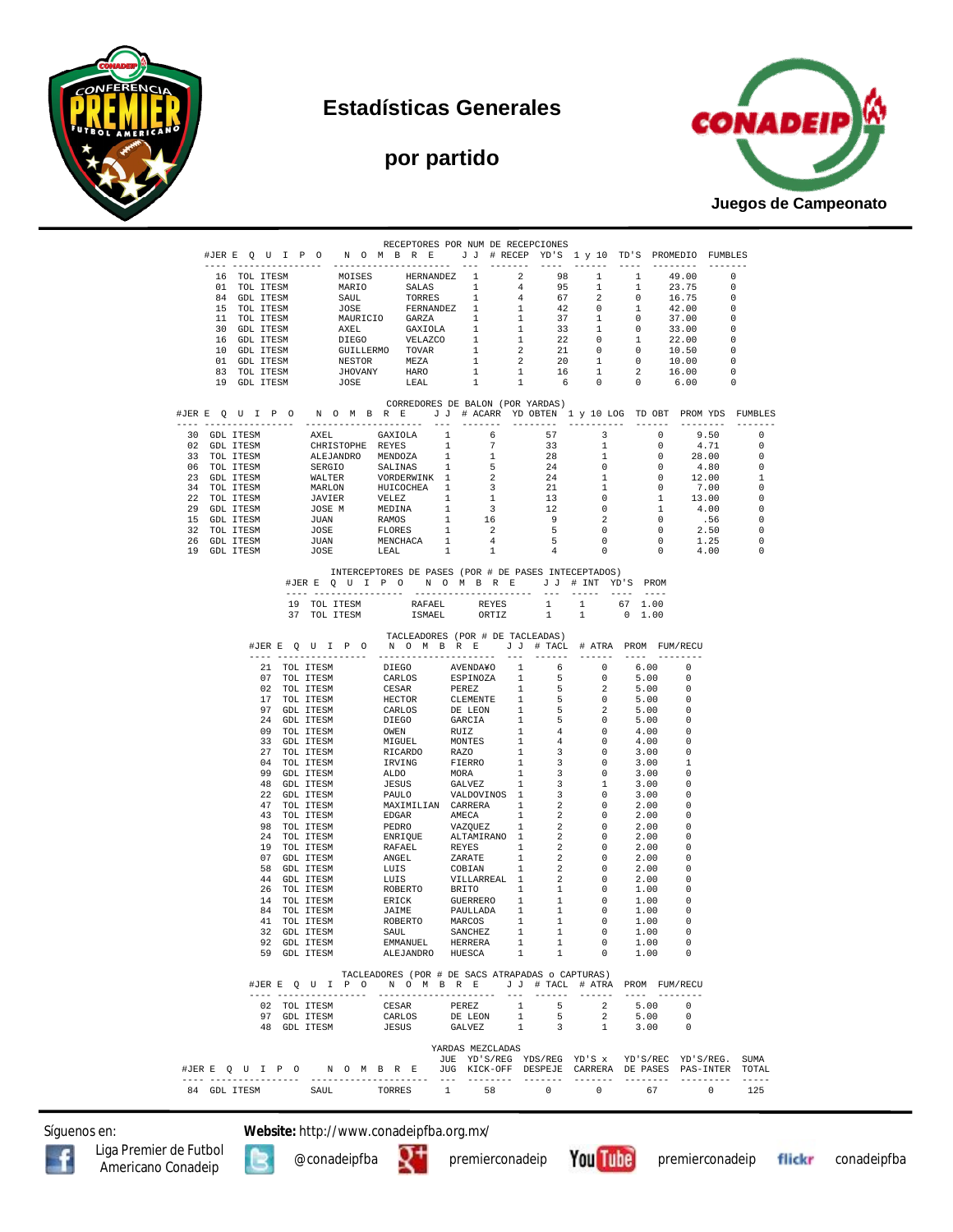# Estadísticas Generales

## por partido

Juegos de Campeonato

### RECEPTORES POR NUM DE RECEPCIONES

| #JER | E Q U I P O | N O M B R E | | J J | # RECEP | YD'S | 1 y 10 | TD'S | PROMEDIO | FUMBLES |
|---|---|---|---|---|---|---|---|---|---|---|
| 16 | TOL ITESM | MOISES | HERNANDEZ | 1 | 2 | 98 | 1 | 1 | 49.00 | 0 |
| 01 | TOL ITESM | MARIO | SALAS | 1 | 4 | 95 | 1 | 1 | 23.75 | 0 |
| 84 | GDL ITESM | SAUL | TORRES | 1 | 4 | 67 | 2 | 0 | 16.75 | 0 |
| 15 | TOL ITESM | JOSE | FERNANDEZ | 1 | 1 | 42 | 0 | 1 | 42.00 | 0 |
| 11 | TOL ITESM | MAURICIO | GARZA | 1 | 1 | 37 | 1 | 0 | 37.00 | 0 |
| 30 | GDL ITESM | AXEL | GAXIOLA | 1 | 1 | 33 | 1 | 0 | 33.00 | 0 |
| 16 | GDL ITESM | DIEGO | VELAZCO | 1 | 1 | 22 | 0 | 1 | 22.00 | 0 |
| 10 | GDL ITESM | GUILLERMO | TOVAR | 1 | 2 | 21 | 0 | 0 | 10.50 | 0 |
| 01 | GDL ITESM | NESTOR | MEZA | 1 | 2 | 20 | 1 | 0 | 10.00 | 0 |
| 83 | TOL ITESM | JHOVANY | HARO | 1 | 1 | 16 | 1 | 2 | 16.00 | 0 |
| 19 | GDL ITESM | JOSE | LEAL | 1 | 1 | 6 | 0 | 0 | 6.00 | 0 |

### CORREDORES DE BALON (POR YARDAS)

| #JER | E Q U I P O | N O M B R E | | J J | # ACARR | YD OBTEN | 1 y 10 LOG | TD OBT | PROM YDS | FUMBLES |
|---|---|---|---|---|---|---|---|---|---|---|
| 30 | GDL ITESM | AXEL | GAXIOLA | 1 | 6 | 57 | 3 | 0 | 9.50 | 0 |
| 02 | GDL ITESM | CHRISTOPHE | REYES | 1 | 7 | 33 | 1 | 0 | 4.71 | 0 |
| 33 | TOL ITESM | ALEJANDRO | MENDOZA | 1 | 1 | 28 | 1 | 0 | 28.00 | 0 |
| 06 | TOL ITESM | SERGIO | SALINAS | 1 | 5 | 24 | 0 | 0 | 4.80 | 0 |
| 23 | GDL ITESM | WALTER | VORDERWINK | 1 | 2 | 24 | 1 | 0 | 12.00 | 1 |
| 34 | TOL ITESM | MARLON | HUICOCHEA | 1 | 3 | 21 | 1 | 0 | 7.00 | 0 |
| 22 | TOL ITESM | JAVIER | VELEZ | 1 | 1 | 13 | 0 | 1 | 13.00 | 0 |
| 29 | GDL ITESM | JOSE M | MEDINA | 1 | 3 | 12 | 0 | 1 | 4.00 | 0 |
| 15 | GDL ITESM | JUAN | RAMOS | 1 | 16 | 9 | 2 | 0 | .56 | 0 |
| 32 | TOL ITESM | JOSE | FLORES | 1 | 2 | 5 | 0 | 0 | 2.50 | 0 |
| 26 | GDL ITESM | JUAN | MENCHACA | 1 | 4 | 5 | 0 | 0 | 1.25 | 0 |
| 19 | GDL ITESM | JOSE | LEAL | 1 | 1 | 4 | 0 | 0 | 4.00 | 0 |

### INTERCEPTORES DE PASES (POR # DE PASES INTECEPTADOS)

| #JER | E Q U I P O | N O M B R E | | J J | # INT | YD'S | PROM |
|---|---|---|---|---|---|---|---|
| 19 | TOL ITESM | RAFAEL | REYES | 1 | 1 | 67 | 1.00 |
| 37 | TOL ITESM | ISMAEL | ORTIZ | 1 | 1 | 0 | 1.00 |

### TACLEADORES (POR # DE TACLEADAS)

| #JER | E Q U I P O | N O M B R E | | J J | # TACL | # ATRA | PROM | FUM/RECU |
|---|---|---|---|---|---|---|---|---|
| 21 | TOL ITESM | DIEGO | AVENDA¥O | 1 | 6 | 0 | 6.00 | 0 |
| 07 | TOL ITESM | CARLOS | ESPINOZA | 1 | 5 | 0 | 5.00 | 0 |
| 02 | TOL ITESM | CESAR | PEREZ | 1 | 5 | 2 | 5.00 | 0 |
| 17 | TOL ITESM | HECTOR | CLEMENTE | 1 | 5 | 0 | 5.00 | 0 |
| 97 | GDL ITESM | CARLOS | DE LEON | 1 | 5 | 2 | 5.00 | 0 |
| 24 | GDL ITESM | DIEGO | GARCIA | 1 | 5 | 0 | 5.00 | 0 |
| 09 | TOL ITESM | OWEN | RUIZ | 1 | 4 | 0 | 4.00 | 0 |
| 33 | GDL ITESM | MIGUEL | MONTES | 1 | 4 | 0 | 4.00 | 0 |
| 27 | TOL ITESM | RICARDO | RAZO | 1 | 3 | 0 | 3.00 | 0 |
| 04 | TOL ITESM | IRVING | FIERRO | 1 | 3 | 0 | 3.00 | 1 |
| 99 | GDL ITESM | ALDO | MORA | 1 | 3 | 0 | 3.00 | 0 |
| 48 | GDL ITESM | JESUS | GALVEZ | 1 | 3 | 1 | 3.00 | 0 |
| 22 | GDL ITESM | PAULO | VALDOVINOS | 1 | 3 | 0 | 3.00 | 0 |
| 47 | TOL ITESM | MAXIMILIAN | CARRERA | 1 | 2 | 0 | 2.00 | 0 |
| 43 | TOL ITESM | EDGAR | AMECA | 1 | 2 | 0 | 2.00 | 0 |
| 98 | TOL ITESM | PEDRO | VAZQUEZ | 1 | 2 | 0 | 2.00 | 0 |
| 24 | TOL ITESM | ENRIQUE | ALTAMIRANO | 1 | 2 | 0 | 2.00 | 0 |
| 19 | TOL ITESM | RAFAEL | REYES | 1 | 2 | 0 | 2.00 | 0 |
| 07 | GDL ITESM | ANGEL | ZARATE | 1 | 2 | 0 | 2.00 | 0 |
| 58 | GDL ITESM | LUIS | COBIAN | 1 | 2 | 0 | 2.00 | 0 |
| 44 | GDL ITESM | LUIS | VILLARREAL | 1 | 2 | 0 | 2.00 | 0 |
| 26 | TOL ITESM | ROBERTO | BRITO | 1 | 1 | 0 | 1.00 | 0 |
| 14 | TOL ITESM | ERICK | GUERRERO | 1 | 1 | 0 | 1.00 | 0 |
| 84 | TOL ITESM | JAIME | PAULLADA | 1 | 1 | 0 | 1.00 | 0 |
| 41 | TOL ITESM | ROBERTO | MARCOS | 1 | 1 | 0 | 1.00 | 0 |
| 32 | GDL ITESM | SAUL | SANCHEZ | 1 | 1 | 0 | 1.00 | 0 |
| 92 | GDL ITESM | EMMANUEL | HERRERA | 1 | 1 | 0 | 1.00 | 0 |
| 59 | GDL ITESM | ALEJANDRO | HUESCA | 1 | 1 | 0 | 1.00 | 0 |

### TACLEADORES (POR # DE SACS ATRAPADAS o CAPTURAS)

| #JER | E Q U I P O | N O M B R E | | J J | # TACL | # ATRA | PROM | FUM/RECU |
|---|---|---|---|---|---|---|---|---|
| 02 | TOL ITESM | CESAR | PEREZ | 1 | 5 | 2 | 5.00 | 0 |
| 97 | GDL ITESM | CARLOS | DE LEON | 1 | 5 | 2 | 5.00 | 0 |
| 48 | GDL ITESM | JESUS | GALVEZ | 1 | 3 | 1 | 3.00 | 0 |

### YARDAS MEZCLADAS

| #JER | E Q U I P O | N O M B R E | | JUE JUG | YD'S/REG KICK-OFF | YDS/REG DESPEJE | YD'S x CARRERA | YD'S/REC DE PASES | YD'S/REG. PAS-INTER | SUMA TOTAL |
|---|---|---|---|---|---|---|---|---|---|---|
| 84 | GDL ITESM | SAUL | TORRES | 1 | 58 | 0 | 0 | 67 | 0 | 125 |

Síguenos en: **Website:** http://www.conadeipfba.org.mx/

Liga Premier de Futbol Americano Conadeip · @conadeipfba · premierconadeip · premierconadeip · conadeipfba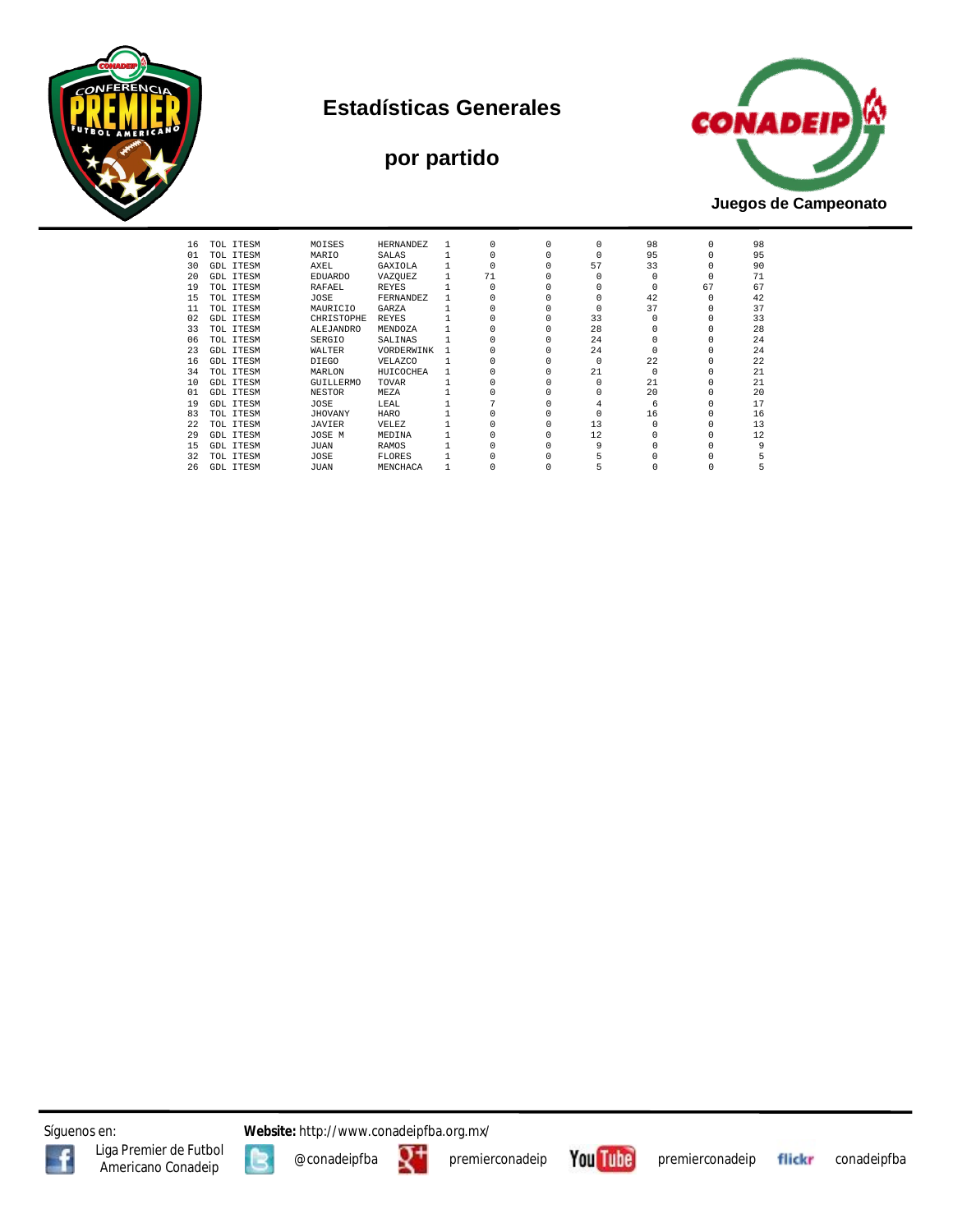# Estadísticas Generales

## por partido

Juegos de Campeonato

| | | | | | | | | | | |
|---|---|---|---|---|---|---|---|---|---|---|
| 16 | TOL ITESM | MOISES | HERNANDEZ | 1 | 0 | 0 | 0 | 98 | 0 | 98 |
| 01 | TOL ITESM | MARIO | SALAS | 1 | 0 | 0 | 0 | 95 | 0 | 95 |
| 30 | GDL ITESM | AXEL | GAXIOLA | 1 | 0 | 0 | 57 | 33 | 0 | 90 |
| 20 | GDL ITESM | EDUARDO | VAZQUEZ | 1 | 71 | 0 | 0 | 0 | 0 | 71 |
| 19 | TOL ITESM | RAFAEL | REYES | 1 | 0 | 0 | 0 | 0 | 67 | 67 |
| 15 | TOL ITESM | JOSE | FERNANDEZ | 1 | 0 | 0 | 0 | 42 | 0 | 42 |
| 11 | TOL ITESM | MAURICIO | GARZA | 1 | 0 | 0 | 0 | 37 | 0 | 37 |
| 02 | GDL ITESM | CHRISTOPHE | REYES | 1 | 0 | 0 | 33 | 0 | 0 | 33 |
| 33 | TOL ITESM | ALEJANDRO | MENDOZA | 1 | 0 | 0 | 28 | 0 | 0 | 28 |
| 06 | TOL ITESM | SERGIO | SALINAS | 1 | 0 | 0 | 24 | 0 | 0 | 24 |
| 23 | GDL ITESM | WALTER | VORDERWINK | 1 | 0 | 0 | 24 | 0 | 0 | 24 |
| 16 | GDL ITESM | DIEGO | VELAZCO | 1 | 0 | 0 | 0 | 22 | 0 | 22 |
| 34 | TOL ITESM | MARLON | HUICOCHEA | 1 | 0 | 0 | 21 | 0 | 0 | 21 |
| 10 | GDL ITESM | GUILLERMO | TOVAR | 1 | 0 | 0 | 0 | 21 | 0 | 21 |
| 01 | GDL ITESM | NESTOR | MEZA | 1 | 0 | 0 | 0 | 20 | 0 | 20 |
| 19 | GDL ITESM | JOSE | LEAL | 1 | 7 | 0 | 4 | 6 | 0 | 17 |
| 83 | TOL ITESM | JHOVANY | HARO | 1 | 0 | 0 | 0 | 16 | 0 | 16 |
| 22 | TOL ITESM | JAVIER | VELEZ | 1 | 0 | 0 | 13 | 0 | 0 | 13 |
| 29 | GDL ITESM | JOSE M | MEDINA | 1 | 0 | 0 | 12 | 0 | 0 | 12 |
| 15 | GDL ITESM | JUAN | RAMOS | 1 | 0 | 0 | 9 | 0 | 0 | 9 |
| 32 | TOL ITESM | JOSE | FLORES | 1 | 0 | 0 | 5 | 0 | 0 | 5 |
| 26 | GDL ITESM | JUAN | MENCHACA | 1 | 0 | 0 | 5 | 0 | 0 | 5 |

Síguenos en: Liga Premier de Futbol Americano Conadeip

**Website:** http://www.conadeipfba.org.mx/ @conadeipfba premierconadeip premierconadeip conadeipfba